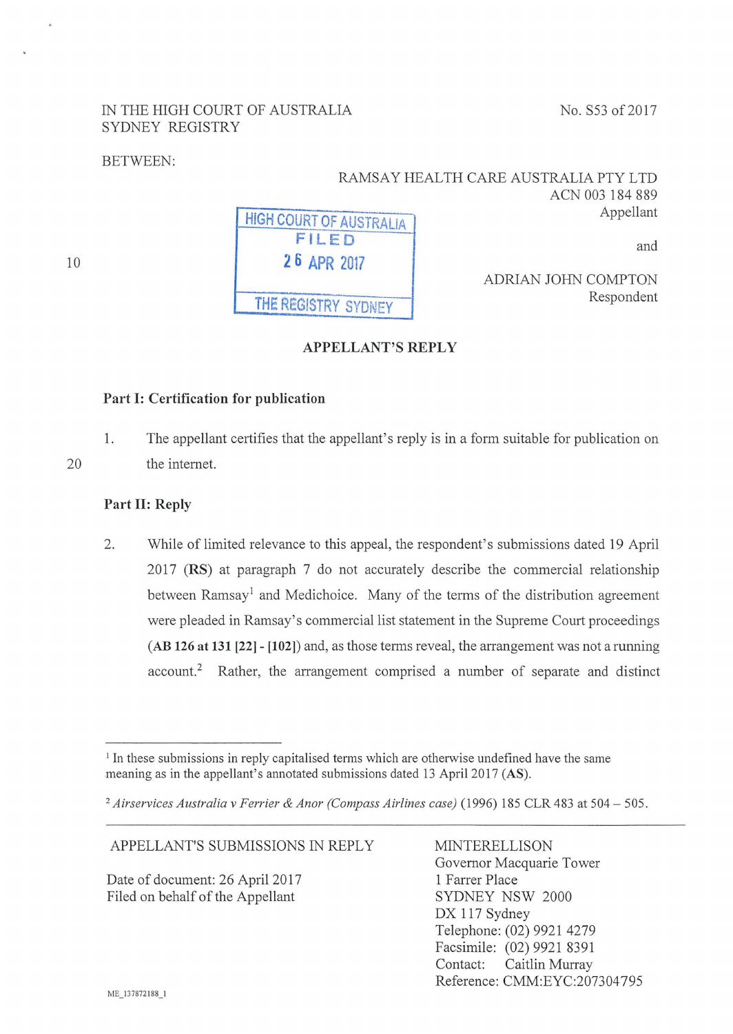IN THE HIGH COURT OF AUSTRALIA
SYDNEY REGISTRY

No. S53 of 2017

BETWEEN:

RAMSAY HEALTH CARE AUSTRALIA PTY LTD
ACN 003 184 889
Appellant

and

ADRIAN JOHN COMPTON
Respondent

HIGH COURT OF AUSTRALIA
FILED
26 APR 2017
THE REGISTRY SYDNEY

## APPELLANT'S REPLY

### Part I: Certification for publication

1. The appellant certifies that the appellant's reply is in a form suitable for publication on the internet.

### Part II: Reply

2. While of limited relevance to this appeal, the respondent's submissions dated 19 April 2017 (**RS**) at paragraph 7 do not accurately describe the commercial relationship between Ramsay[1] and Medichoice. Many of the terms of the distribution agreement were pleaded in Ramsay's commercial list statement in the Supreme Court proceedings (**AB 126 at 131 [22] - [102]**) and, as those terms reveal, the arrangement was not a running account.[2] Rather, the arrangement comprised a number of separate and distinct

---

[1] In these submissions in reply capitalised terms which are otherwise undefined have the same meaning as in the appellant's annotated submissions dated 13 April 2017 (AS).

[2] *Airservices Australia v Ferrier & Anor (Compass Airlines case)* (1996) 185 CLR 483 at 504 – 505.

APPELLANT'S SUBMISSIONS IN REPLY

Date of document: 26 April 2017
Filed on behalf of the Appellant

MINTERELLISON
Governor Macquarie Tower
1 Farrer Place
SYDNEY NSW 2000
DX 117 Sydney
Telephone: (02) 9921 4279
Facsimile: (02) 9921 8391
Contact: Caitlin Murray
Reference: CMM:EYC:207304795

ME_137872188_1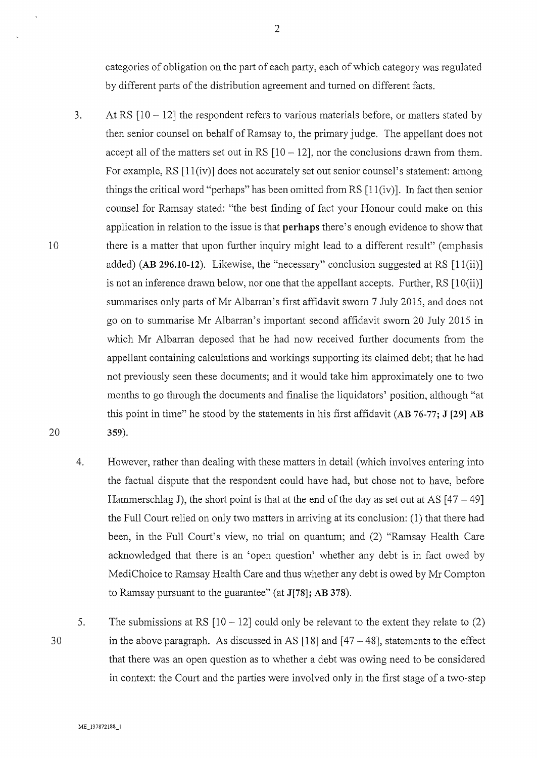categories of obligation on the part of each party, each of which category was regulated by different parts of the distribution agreement and turned on different facts.

3. At RS [10 – 12] the respondent refers to various materials before, or matters stated by then senior counsel on behalf of Ramsay to, the primary judge. The appellant does not accept all of the matters set out in RS [10 – 12], nor the conclusions drawn from them. For example, RS [11(iv)] does not accurately set out senior counsel's statement: among things the critical word "perhaps" has been omitted from RS [11(iv)]. In fact then senior counsel for Ramsay stated: "the best finding of fact your Honour could make on this application in relation to the issue is that **perhaps** there's enough evidence to show that there is a matter that upon further inquiry might lead to a different result" (emphasis added) (**AB 296.10-12**). Likewise, the "necessary" conclusion suggested at RS [11(ii)] is not an inference drawn below, nor one that the appellant accepts. Further, RS [10(ii)] summarises only parts of Mr Albarran's first affidavit sworn 7 July 2015, and does not go on to summarise Mr Albarran's important second affidavit sworn 20 July 2015 in which Mr Albarran deposed that he had now received further documents from the appellant containing calculations and workings supporting its claimed debt; that he had not previously seen these documents; and it would take him approximately one to two months to go through the documents and finalise the liquidators' position, although "at this point in time" he stood by the statements in his first affidavit (**AB 76-77; J [29] AB 359**).

4. However, rather than dealing with these matters in detail (which involves entering into the factual dispute that the respondent could have had, but chose not to have, before Hammerschlag J), the short point is that at the end of the day as set out at AS [47 – 49] the Full Court relied on only two matters in arriving at its conclusion: (1) that there had been, in the Full Court's view, no trial on quantum; and (2) "Ramsay Health Care acknowledged that there is an 'open question' whether any debt is in fact owed by MediChoice to Ramsay Health Care and thus whether any debt is owed by Mr Compton to Ramsay pursuant to the guarantee" (at **J[78]; AB 378**).

5. The submissions at RS [10 – 12] could only be relevant to the extent they relate to (2) in the above paragraph. As discussed in AS [18] and [47 – 48], statements to the effect that there was an open question as to whether a debt was owing need to be considered in context: the Court and the parties were involved only in the first stage of a two-step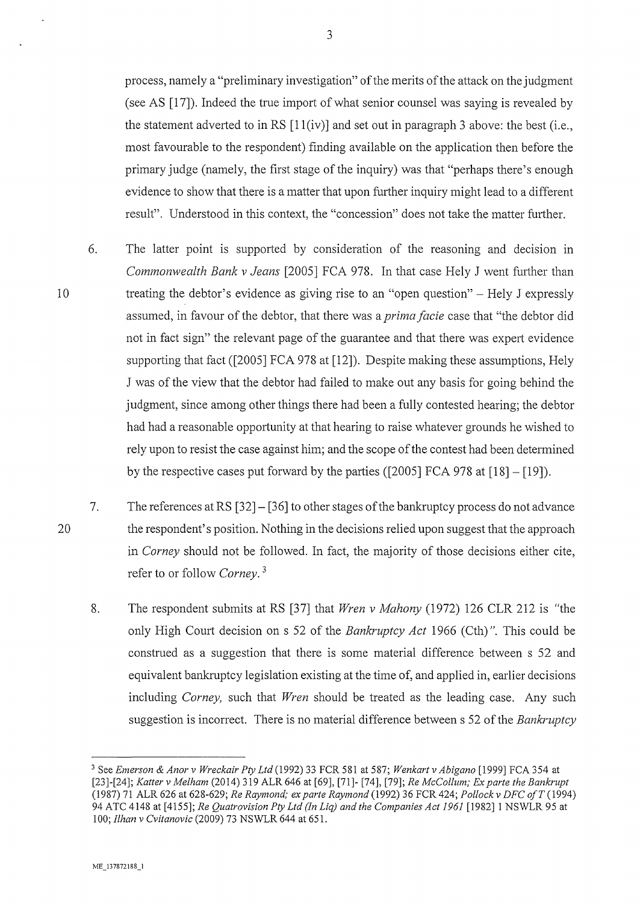process, namely a "preliminary investigation" of the merits of the attack on the judgment (see AS [17]). Indeed the true import of what senior counsel was saying is revealed by the statement adverted to in RS [11(iv)] and set out in paragraph 3 above: the best (i.e., most favourable to the respondent) finding available on the application then before the primary judge (namely, the first stage of the inquiry) was that "perhaps there's enough evidence to show that there is a matter that upon further inquiry might lead to a different result". Understood in this context, the "concession" does not take the matter further.

6. The latter point is supported by consideration of the reasoning and decision in *Commonwealth Bank v Jeans* [2005] FCA 978. In that case Hely J went further than treating the debtor's evidence as giving rise to an "open question" – Hely J expressly assumed, in favour of the debtor, that there was a *prima facie* case that "the debtor did not in fact sign" the relevant page of the guarantee and that there was expert evidence supporting that fact ([2005] FCA 978 at [12]). Despite making these assumptions, Hely J was of the view that the debtor had failed to make out any basis for going behind the judgment, since among other things there had been a fully contested hearing; the debtor had had a reasonable opportunity at that hearing to raise whatever grounds he wished to rely upon to resist the case against him; and the scope of the contest had been determined by the respective cases put forward by the parties ([2005] FCA 978 at [18] – [19]).

7. The references at RS [32] – [36] to other stages of the bankruptcy process do not advance the respondent's position. Nothing in the decisions relied upon suggest that the approach in *Corney* should not be followed. In fact, the majority of those decisions either cite, refer to or follow *Corney*.[3]

8. The respondent submits at RS [37] that *Wren v Mahony* (1972) 126 CLR 212 is "the only High Court decision on s 52 of the *Bankruptcy Act* 1966 (Cth)". This could be construed as a suggestion that there is some material difference between s 52 and equivalent bankruptcy legislation existing at the time of, and applied in, earlier decisions including *Corney,* such that *Wren* should be treated as the leading case. Any such suggestion is incorrect. There is no material difference between s 52 of the *Bankruptcy*

---

[3] See *Emerson & Anor v Wreckair Pty Ltd* (1992) 33 FCR 581 at 587; *Wenkart v Abigano* [1999] FCA 354 at [23]-[24]; *Katter v Melham* (2014) 319 ALR 646 at [69], [71]- [74], [79]; *Re McCollum; Ex parte the Bankrupt* (1987) 71 ALR 626 at 628-629; *Re Raymond; ex parte Raymond* (1992) 36 FCR 424; *Pollock v DFC of T* (1994) 94 ATC 4148 at [4155]; *Re Quatrovision Pty Ltd (In Liq) and the Companies Act 1961* [1982] 1 NSWLR 95 at 100; *Ilhan v Cvitanovic* (2009) 73 NSWLR 644 at 651.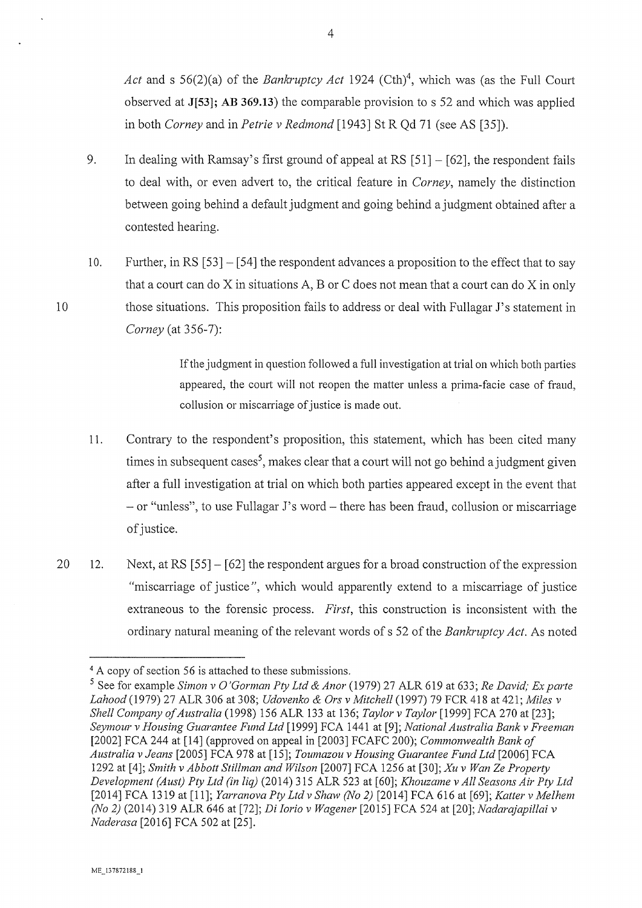*Act* and s 56(2)(a) of the *Bankruptcy Act* 1924 (Cth)[4], which was (as the Full Court observed at **J[53]; AB 369.13**) the comparable provision to s 52 and which was applied in both *Corney* and in *Petrie v Redmond* [1943] St R Qd 71 (see AS [35]).

9. In dealing with Ramsay's first ground of appeal at RS [51] – [62], the respondent fails to deal with, or even advert to, the critical feature in *Corney*, namely the distinction between going behind a default judgment and going behind a judgment obtained after a contested hearing.

10. Further, in RS [53] – [54] the respondent advances a proposition to the effect that to say that a court can do X in situations A, B or C does not mean that a court can do X in only those situations. This proposition fails to address or deal with Fullagar J's statement in *Corney* (at 356-7):

> If the judgment in question followed a full investigation at trial on which both parties appeared, the court will not reopen the matter unless a prima-facie case of fraud, collusion or miscarriage of justice is made out.

11. Contrary to the respondent's proposition, this statement, which has been cited many times in subsequent cases[5], makes clear that a court will not go behind a judgment given after a full investigation at trial on which both parties appeared except in the event that – or "unless", to use Fullagar J's word – there has been fraud, collusion or miscarriage of justice.

12. Next, at RS [55] – [62] the respondent argues for a broad construction of the expression *"miscarriage of justice"*, which would apparently extend to a miscarriage of justice extraneous to the forensic process. *First*, this construction is inconsistent with the ordinary natural meaning of the relevant words of s 52 of the *Bankruptcy Act*. As noted

---

[4] A copy of section 56 is attached to these submissions.

[5] See for example *Simon v O'Gorman Pty Ltd & Anor* (1979) 27 ALR 619 at 633; *Re David; Ex parte Lahood* (1979) 27 ALR 306 at 308; *Udovenko & Ors v Mitchell* (1997) 79 FCR 418 at 421; *Miles v Shell Company of Australia* (1998) 156 ALR 133 at 136; *Taylor v Taylor* [1999] FCA 270 at [23]; *Seymour v Housing Guarantee Fund Ltd* [1999] FCA 1441 at [9]; *National Australia Bank v Freeman* [2002] FCA 244 at [14] (approved on appeal in [2003] FCAFC 200); *Commonwealth Bank of Australia v Jeans* [2005] FCA 978 at [15]; *Toumazou v Housing Guarantee Fund Ltd* [2006] FCA 1292 at [4]; *Smith v Abbott Stillman and Wilson* [2007] FCA 1256 at [30]; *Xu v Wan Ze Property Development (Aust) Pty Ltd (in liq)* (2014) 315 ALR 523 at [60]; *Khouzame v All Seasons Air Pty Ltd* [2014] FCA 1319 at [11]; *Yarranova Pty Ltd v Shaw (No 2)* [2014] FCA 616 at [69]; *Katter v Melhem (No 2)* (2014) 319 ALR 646 at [72]; *Di Iorio v Wagener* [2015] FCA 524 at [20]; *Nadarajapillai v Naderasa* [2016] FCA 502 at [25].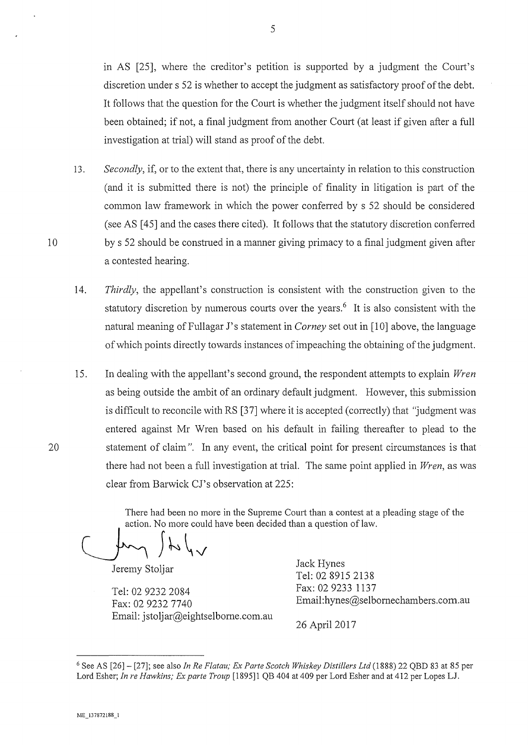in AS [25], where the creditor's petition is supported by a judgment the Court's discretion under s 52 is whether to accept the judgment as satisfactory proof of the debt. It follows that the question for the Court is whether the judgment itself should not have been obtained; if not, a final judgment from another Court (at least if given after a full investigation at trial) will stand as proof of the debt.

13. *Secondly*, if, or to the extent that, there is any uncertainty in relation to this construction (and it is submitted there is not) the principle of finality in litigation is part of the common law framework in which the power conferred by s 52 should be considered (see AS [45] and the cases there cited). It follows that the statutory discretion conferred by s 52 should be construed in a manner giving primacy to a final judgment given after a contested hearing.

14. *Thirdly*, the appellant's construction is consistent with the construction given to the statutory discretion by numerous courts over the years.[6] It is also consistent with the natural meaning of Fullagar J's statement in *Corney* set out in [10] above, the language of which points directly towards instances of impeaching the obtaining of the judgment.

15. In dealing with the appellant's second ground, the respondent attempts to explain *Wren* as being outside the ambit of an ordinary default judgment. However, this submission is difficult to reconcile with RS [37] where it is accepted (correctly) that *"judgment was entered against Mr Wren based on his default in failing thereafter to plead to the statement of claim"*. In any event, the critical point for present circumstances is that there had not been a full investigation at trial. The same point applied in *Wren*, as was clear from Barwick CJ's observation at 225:

> There had been no more in the Supreme Court than a contest at a pleading stage of the action. No more could have been decided than a question of law.

Jeremy Stoljar

Tel: 02 9232 2084
Fax: 02 9232 7740
Email: jstoljar@eightselborne.com.au

Jack Hynes
Tel: 02 8915 2138
Fax: 02 9233 1137
Email:hynes@selbornechambers.com.au

26 April 2017

---

[6] See AS [26] – [27]; see also *In Re Flatau; Ex Parte Scotch Whiskey Distillers Ltd* (1888) 22 QBD 83 at 85 per Lord Esher; *In re Hawkins; Ex parte Troup* [1895]1 QB 404 at 409 per Lord Esher and at 412 per Lopes LJ.

ME_137872188_1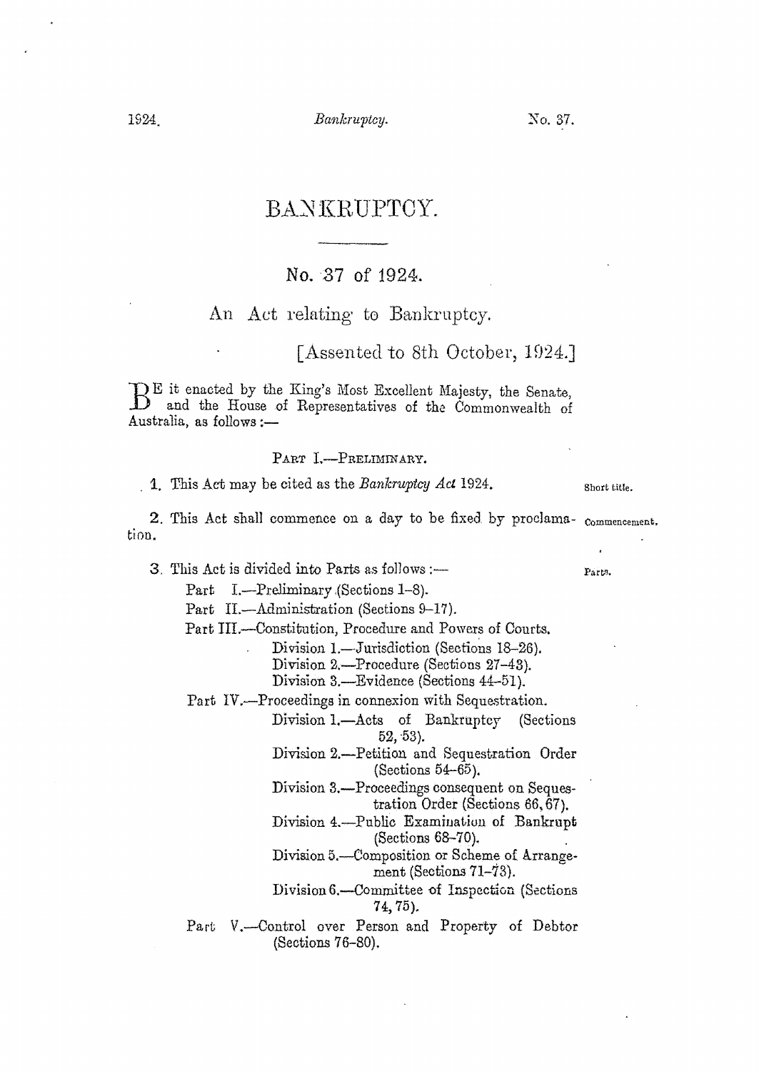# BANKRUPTCY.

## No. 37 of 1924.

### An Act relating to Bankruptcy.

[Assented to 8th October, 1924.]

BE it enacted by the King's Most Excellent Majesty, the Senate, and the House of Representatives of the Commonwealth of Australia, as follows:—

PART I.—PRELIMINARY.

Short title.

1. This Act may be cited as the *Bankruptcy Act* 1924.

Commencement.

2. This Act shall commence on a day to be fixed by proclamation.

Parts.

3. This Act is divided into Parts as follows:—

Part I.—Preliminary (Sections 1–8).

Part II.—Administration (Sections 9–17).

Part III.—Constitution, Procedure and Powers of Courts.

- Division 1.—Jurisdiction (Sections 18–26).
- Division 2.—Procedure (Sections 27–43).
- Division 3.—Evidence (Sections 44–51).

Part IV.—Proceedings in connexion with Sequestration.

- Division 1.—Acts of Bankruptcy (Sections 52, 53).
- Division 2.—Petition and Sequestration Order (Sections 54–65).
- Division 3.—Proceedings consequent on Sequestration Order (Sections 66, 67).
- Division 4.—Public Examination of Bankrupt (Sections 68–70).
- Division 5.—Composition or Scheme of Arrangement (Sections 71–73).
- Division 6.—Committee of Inspection (Sections 74, 75).

Part V.—Control over Person and Property of Debtor (Sections 76–80).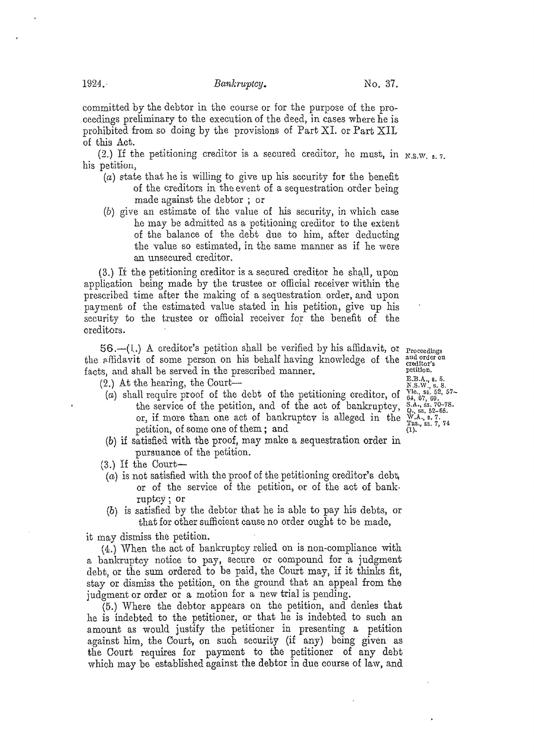committed by the debtor in the course or for the purpose of the proceedings preliminary to the execution of the deed, in cases where he is prohibited from so doing by the provisions of Part XI. or Part XII. of this Act.

(2.) If the petitioning creditor is a secured creditor, he must, in his petition, N.S.W. s. 7.

(a) state that he is willing to give up his security for the benefit of the creditors in the event of a sequestration order being made against the debtor ; or

(b) give an estimate of the value of his security, in which case he may be admitted as a petitioning creditor to the extent of the balance of the debt due to him, after deducting the value so estimated, in the same manner as if he were an unsecured creditor.

(3.) If the petitioning creditor is a secured creditor he shall, upon application being made by the trustee or official receiver within the prescribed time after the making of a sequestration order, and upon payment of the estimated value stated in his petition, give up his security to the trustee or official receiver for the benefit of the creditors.

Proceedings and order on creditor's petition.
E.B.A., s. 5.
N.S.W., s. 8.
Vic., ss. 52, 57–64, 67, 69.
S.A., ss. 70–78.
Q., ss. 52–65.
W.A., s. 7.
Tas., ss. 7, 74 (1).

56.—(1.) A creditor's petition shall be verified by his affidavit, or the affidavit of some person on his behalf having knowledge of the facts, and shall be served in the prescribed manner.

(2.) At the hearing, the Court—

(a) shall require proof of the debt of the petitioning creditor, of the service of the petition, and of the act of bankruptcy, or, if more than one act of bankruptcy is alleged in the petition, of some one of them ; and

(b) if satisfied with the proof, may make a sequestration order in pursuance of the petition.

(3.) If the Court—

(a) is not satisfied with the proof of the petitioning creditor's debt, or of the service of the petition, or of the act of bankruptcy ; or

(b) is satisfied by the debtor that he is able to pay his debts, or that for other sufficient cause no order ought to be made,

it may dismiss the petition.

(4.) When the act of bankruptcy relied on is non-compliance with a bankruptcy notice to pay, secure or compound for a judgment debt, or the sum ordered to be paid, the Court may, if it thinks fit, stay or dismiss the petition, on the ground that an appeal from the judgment or order or a motion for a new trial is pending.

(5.) Where the debtor appears on the petition, and denies that he is indebted to the petitioner, or that he is indebted to such an amount as would justify the petitioner in presenting a petition against him, the Court, on such security (if any) being given as the Court requires for payment to the petitioner of any debt which may be established against the debtor in due course of law, and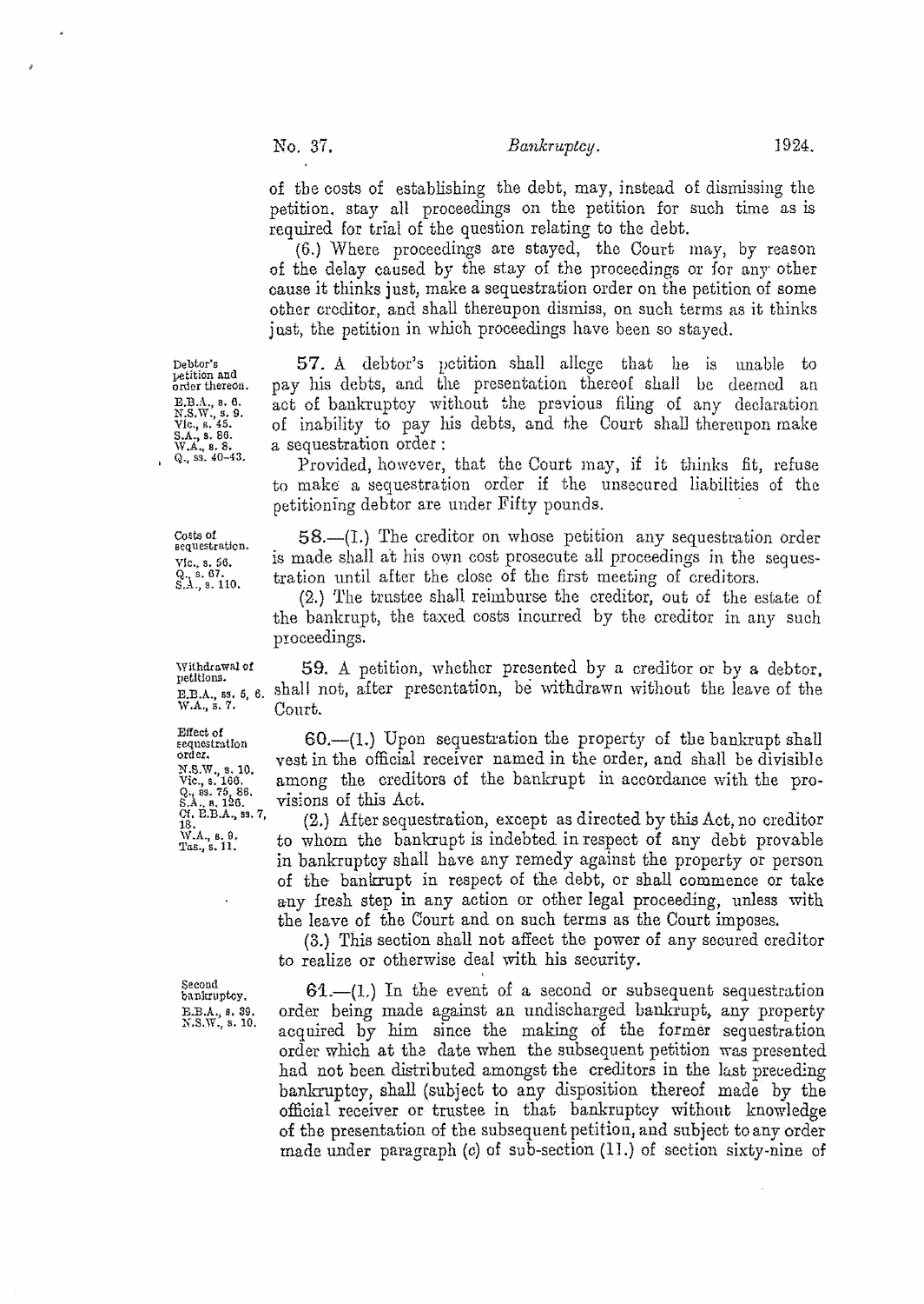of the costs of establishing the debt, may, instead of dismissing the petition, stay all proceedings on the petition for such time as is required for trial of the question relating to the debt.

(6.) Where proceedings are stayed, the Court may, by reason of the delay caused by the stay of the proceedings or for any other cause it thinks just, make a sequestration order on the petition of some other creditor, and shall thereupon dismiss, on such terms as it thinks just, the petition in which proceedings have been so stayed.

Debtor's petition and order thereon. E.B.A., s. 6. N.S.W., s. 9. Vic., s. 45. S.A., s. 86. W.A., s. 8. Q., ss. 40–43.

**57.** A debtor's petition shall allege that he is unable to pay his debts, and the presentation thereof shall be deemed an act of bankruptcy without the previous filing of any declaration of inability to pay his debts, and the Court shall thereupon make a sequestration order:

Provided, however, that the Court may, if it thinks fit, refuse to make a sequestration order if the unsecured liabilities of the petitioning debtor are under Fifty pounds.

Costs of sequestration. Vic., s. 56. Q., s. 67. S.A., s. 110.

**58.**—(1.) The creditor on whose petition any sequestration order is made shall at his own cost prosecute all proceedings in the sequestration until after the close of the first meeting of creditors.

(2.) The trustee shall reimburse the creditor, out of the estate of the bankrupt, the taxed costs incurred by the creditor in any such proceedings.

Withdrawal of petitions. E.B.A., ss. 5, 6. W.A., s. 7.

**59.** A petition, whether presented by a creditor or by a debtor, shall not, after presentation, be withdrawn without the leave of the Court.

Effect of sequestration order. N.S.W., s. 10. Vic., s. 166. Q., ss. 75, 86. S.A., s. 126. Cf. E.B.A., ss. 7, 18. W.A., s. 9. Tas., s. 11.

**60.**—(1.) Upon sequestration the property of the bankrupt shall vest in the official receiver named in the order, and shall be divisible among the creditors of the bankrupt in accordance with the provisions of this Act.

(2.) After sequestration, except as directed by this Act, no creditor to whom the bankrupt is indebted in respect of any debt provable in bankruptcy shall have any remedy against the property or person of the bankrupt in respect of the debt, or shall commence or take any fresh step in any action or other legal proceeding, unless with the leave of the Court and on such terms as the Court imposes.

(3.) This section shall not affect the power of any secured creditor to realize or otherwise deal with his security.

Second bankruptcy. E.B.A., s. 39. N.S.W., s. 10.

**61.**—(1.) In the event of a second or subsequent sequestration order being made against an undischarged bankrupt, any property acquired by him since the making of the former sequestration order which at the date when the subsequent petition was presented had not been distributed amongst the creditors in the last preceding bankruptcy, shall (subject to any disposition thereof made by the official receiver or trustee in that bankruptcy without knowledge of the presentation of the subsequent petition, and subject to any order made under paragraph (c) of sub-section (11.) of section sixty-nine of